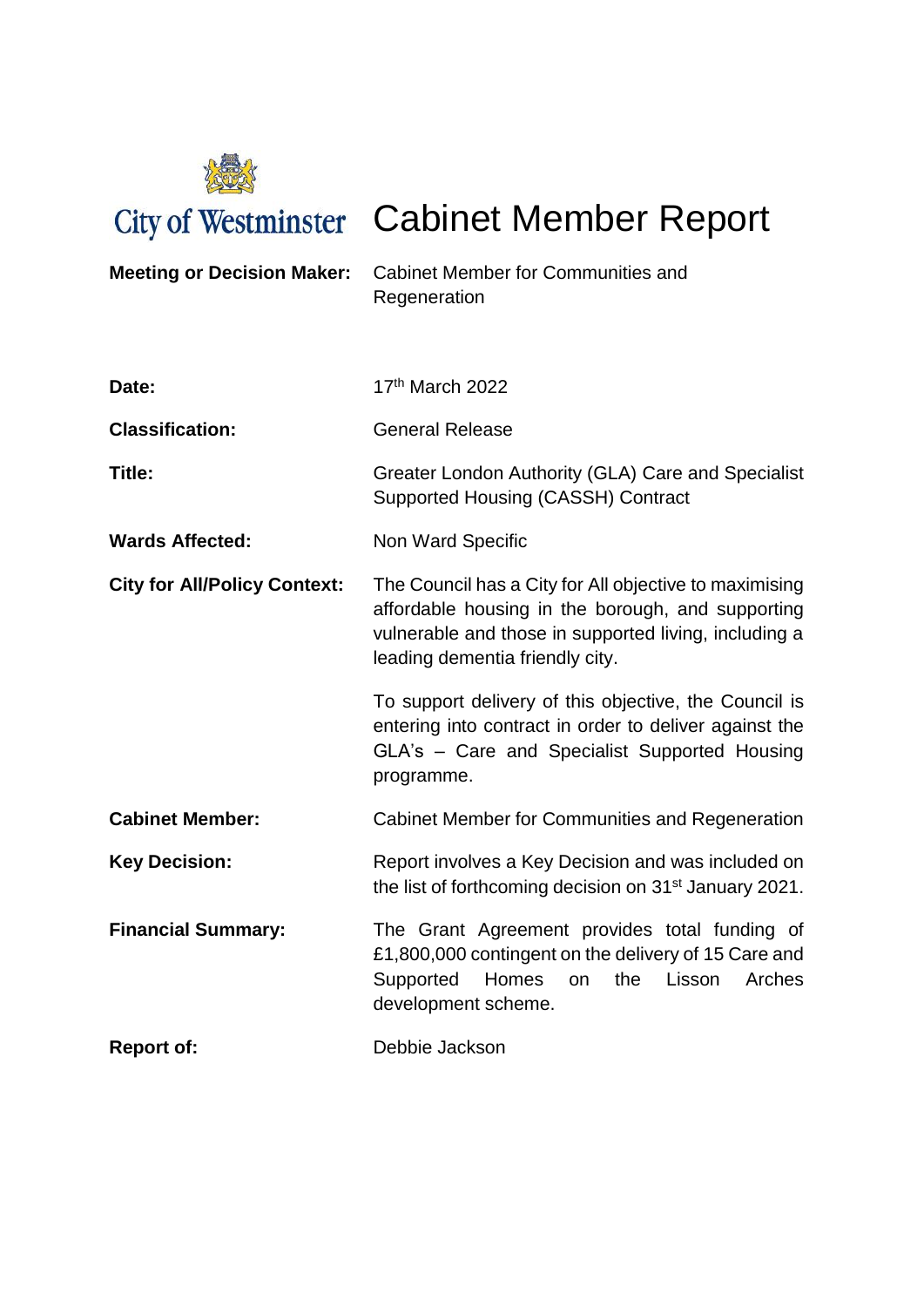City of Westminster

# Cabinet Member Report

| | |
|---|---|
| **Meeting or Decision Maker:** | Cabinet Member for Communities and Regeneration |
| **Date:** | 17th March 2022 |
| **Classification:** | General Release |
| **Title:** | Greater London Authority (GLA) Care and Specialist Supported Housing (CASSH) Contract |
| **Wards Affected:** | Non Ward Specific |
| **City for All/Policy Context:** | The Council has a City for All objective to maximising affordable housing in the borough, and supporting vulnerable and those in supported living, including a leading dementia friendly city.<br><br>To support delivery of this objective, the Council is entering into contract in order to deliver against the GLA's – Care and Specialist Supported Housing programme. |
| **Cabinet Member:** | Cabinet Member for Communities and Regeneration |
| **Key Decision:** | Report involves a Key Decision and was included on the list of forthcoming decision on 31st January 2021. |
| **Financial Summary:** | The Grant Agreement provides total funding of £1,800,000 contingent on the delivery of 15 Care and Supported Homes on the Lisson Arches development scheme. |
| **Report of:** | Debbie Jackson |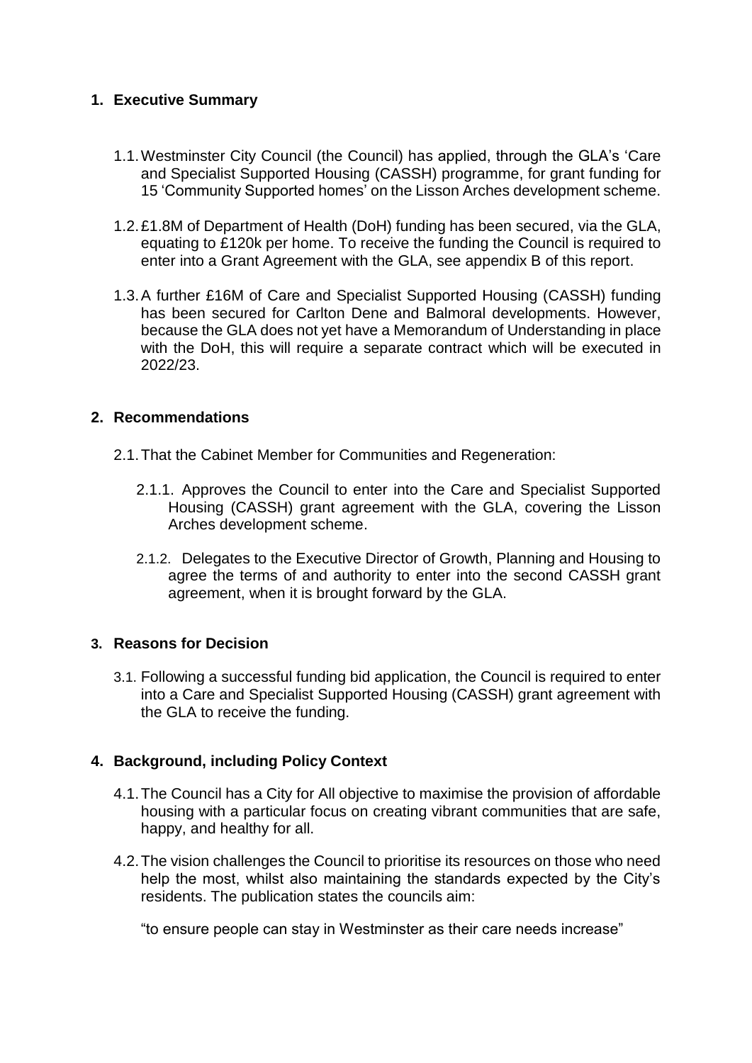## 1. Executive Summary

1.1. Westminster City Council (the Council) has applied, through the GLA's 'Care and Specialist Supported Housing (CASSH) programme, for grant funding for 15 'Community Supported homes' on the Lisson Arches development scheme.

1.2. £1.8M of Department of Health (DoH) funding has been secured, via the GLA, equating to £120k per home. To receive the funding the Council is required to enter into a Grant Agreement with the GLA, see appendix B of this report.

1.3. A further £16M of Care and Specialist Supported Housing (CASSH) funding has been secured for Carlton Dene and Balmoral developments. However, because the GLA does not yet have a Memorandum of Understanding in place with the DoH, this will require a separate contract which will be executed in 2022/23.

## 2. Recommendations

2.1. That the Cabinet Member for Communities and Regeneration:

2.1.1. Approves the Council to enter into the Care and Specialist Supported Housing (CASSH) grant agreement with the GLA, covering the Lisson Arches development scheme.

2.1.2. Delegates to the Executive Director of Growth, Planning and Housing to agree the terms of and authority to enter into the second CASSH grant agreement, when it is brought forward by the GLA.

## 3. Reasons for Decision

3.1. Following a successful funding bid application, the Council is required to enter into a Care and Specialist Supported Housing (CASSH) grant agreement with the GLA to receive the funding.

## 4. Background, including Policy Context

4.1. The Council has a City for All objective to maximise the provision of affordable housing with a particular focus on creating vibrant communities that are safe, happy, and healthy for all.

4.2. The vision challenges the Council to prioritise its resources on those who need help the most, whilst also maintaining the standards expected by the City's residents. The publication states the councils aim:

"to ensure people can stay in Westminster as their care needs increase"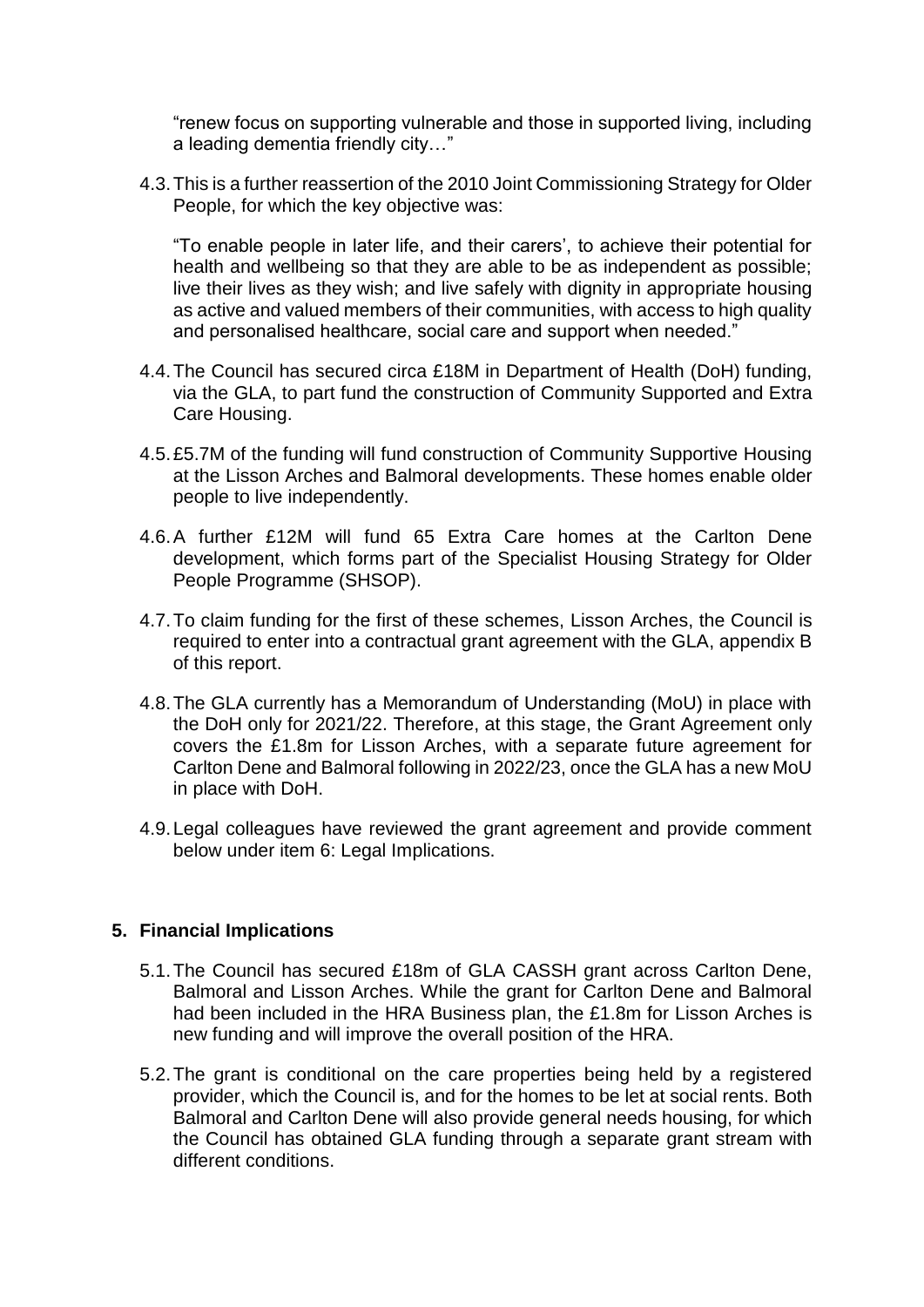"renew focus on supporting vulnerable and those in supported living, including a leading dementia friendly city…"

4.3. This is a further reassertion of the 2010 Joint Commissioning Strategy for Older People, for which the key objective was:

"To enable people in later life, and their carers', to achieve their potential for health and wellbeing so that they are able to be as independent as possible; live their lives as they wish; and live safely with dignity in appropriate housing as active and valued members of their communities, with access to high quality and personalised healthcare, social care and support when needed."

4.4. The Council has secured circa £18M in Department of Health (DoH) funding, via the GLA, to part fund the construction of Community Supported and Extra Care Housing.

4.5. £5.7M of the funding will fund construction of Community Supportive Housing at the Lisson Arches and Balmoral developments. These homes enable older people to live independently.

4.6. A further £12M will fund 65 Extra Care homes at the Carlton Dene development, which forms part of the Specialist Housing Strategy for Older People Programme (SHSOP).

4.7. To claim funding for the first of these schemes, Lisson Arches, the Council is required to enter into a contractual grant agreement with the GLA, appendix B of this report.

4.8. The GLA currently has a Memorandum of Understanding (MoU) in place with the DoH only for 2021/22. Therefore, at this stage, the Grant Agreement only covers the £1.8m for Lisson Arches, with a separate future agreement for Carlton Dene and Balmoral following in 2022/23, once the GLA has a new MoU in place with DoH.

4.9. Legal colleagues have reviewed the grant agreement and provide comment below under item 6: Legal Implications.

## 5. Financial Implications

5.1. The Council has secured £18m of GLA CASSH grant across Carlton Dene, Balmoral and Lisson Arches. While the grant for Carlton Dene and Balmoral had been included in the HRA Business plan, the £1.8m for Lisson Arches is new funding and will improve the overall position of the HRA.

5.2. The grant is conditional on the care properties being held by a registered provider, which the Council is, and for the homes to be let at social rents. Both Balmoral and Carlton Dene will also provide general needs housing, for which the Council has obtained GLA funding through a separate grant stream with different conditions.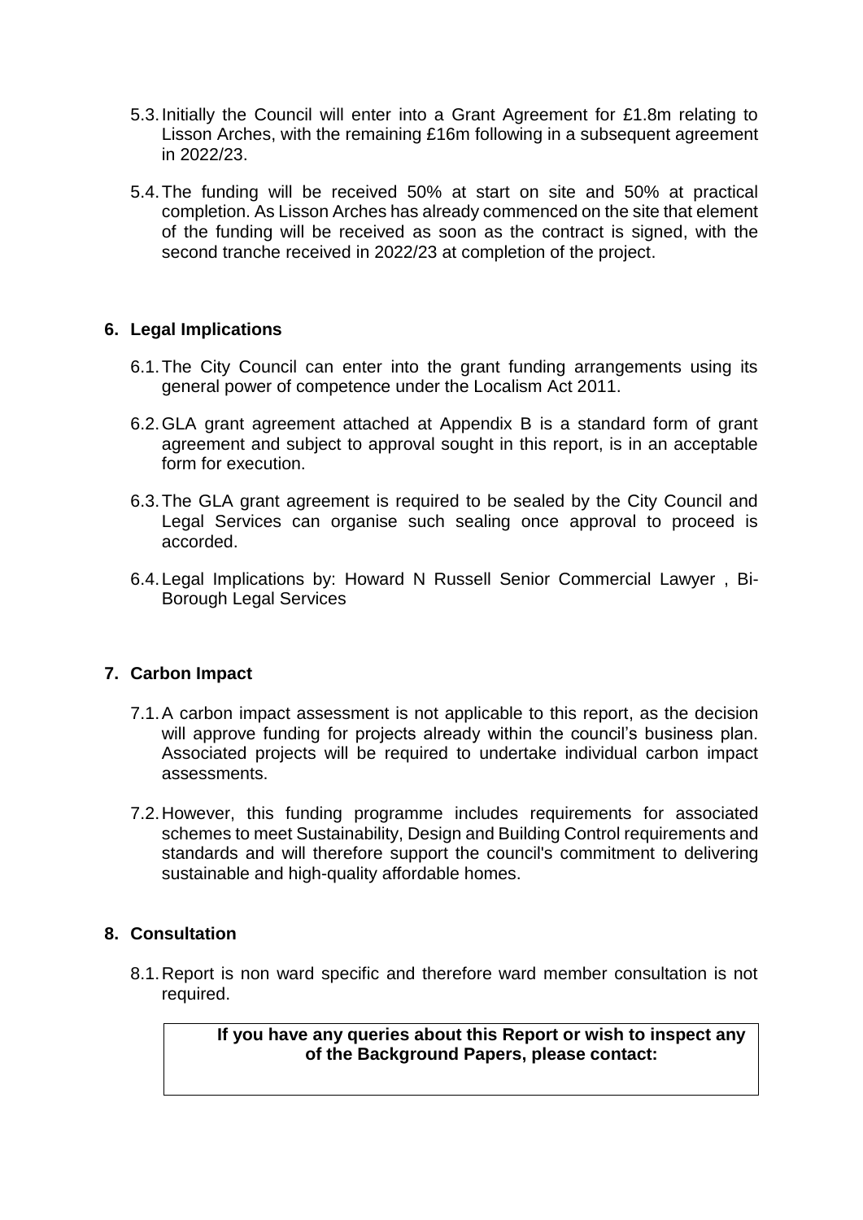5.3. Initially the Council will enter into a Grant Agreement for £1.8m relating to Lisson Arches, with the remaining £16m following in a subsequent agreement in 2022/23.

5.4. The funding will be received 50% at start on site and 50% at practical completion. As Lisson Arches has already commenced on the site that element of the funding will be received as soon as the contract is signed, with the second tranche received in 2022/23 at completion of the project.

## 6. Legal Implications

6.1. The City Council can enter into the grant funding arrangements using its general power of competence under the Localism Act 2011.

6.2. GLA grant agreement attached at Appendix B is a standard form of grant agreement and subject to approval sought in this report, is in an acceptable form for execution.

6.3. The GLA grant agreement is required to be sealed by the City Council and Legal Services can organise such sealing once approval to proceed is accorded.

6.4. Legal Implications by: Howard N Russell Senior Commercial Lawyer , Bi-Borough Legal Services

## 7. Carbon Impact

7.1. A carbon impact assessment is not applicable to this report, as the decision will approve funding for projects already within the council's business plan. Associated projects will be required to undertake individual carbon impact assessments.

7.2. However, this funding programme includes requirements for associated schemes to meet Sustainability, Design and Building Control requirements and standards and will therefore support the council's commitment to delivering sustainable and high-quality affordable homes.

## 8. Consultation

8.1. Report is non ward specific and therefore ward member consultation is not required.

**If you have any queries about this Report or wish to inspect any of the Background Papers, please contact:**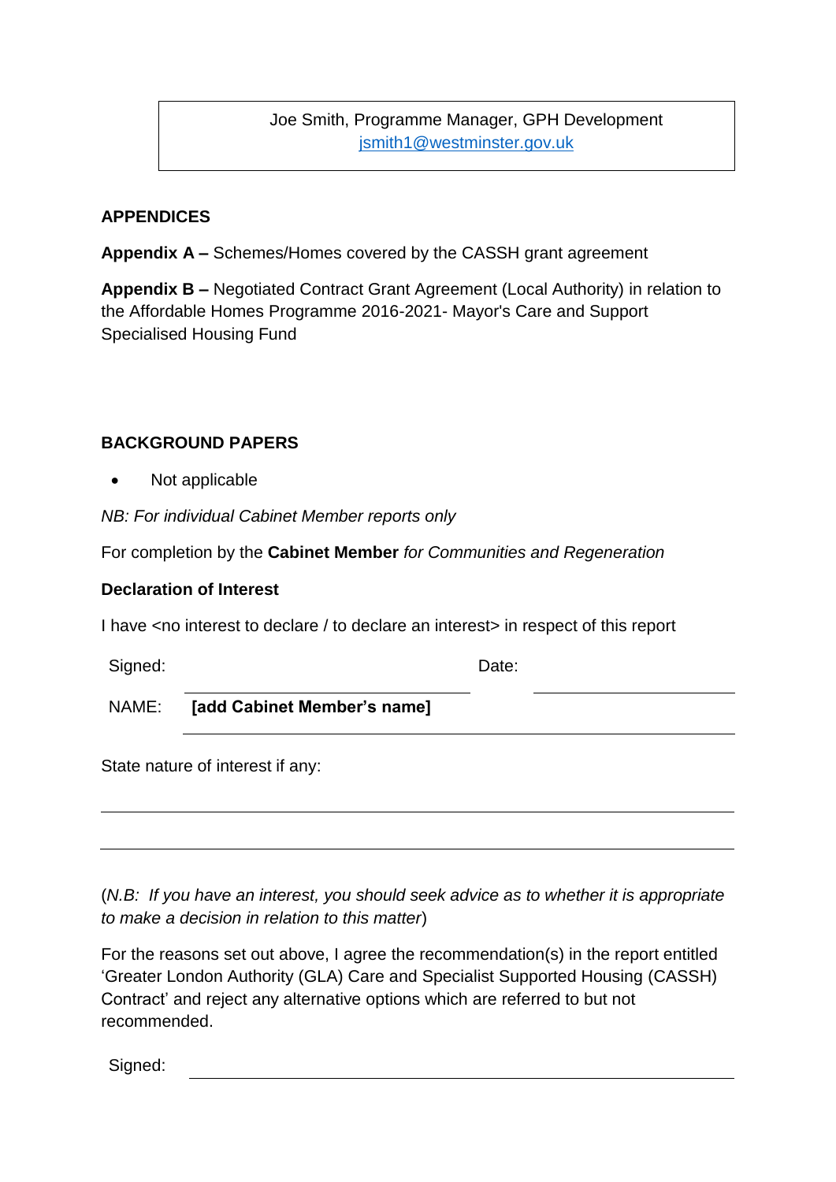Joe Smith, Programme Manager, GPH Development
jsmith1@westminster.gov.uk

**APPENDICES**

**Appendix A –** Schemes/Homes covered by the CASSH grant agreement

**Appendix B –** Negotiated Contract Grant Agreement (Local Authority) in relation to the Affordable Homes Programme 2016-2021- Mayor's Care and Support Specialised Housing Fund

**BACKGROUND PAPERS**

- Not applicable

*NB: For individual Cabinet Member reports only*

For completion by the **Cabinet Member** *for Communities and Regeneration*

**Declaration of Interest**

I have <no interest to declare / to declare an interest> in respect of this report

Signed: ______________________ Date: ______________________

NAME: **[add Cabinet Member's name]**

State nature of interest if any:

______________________________________________________________________

______________________________________________________________________

(*N.B: If you have an interest, you should seek advice as to whether it is appropriate to make a decision in relation to this matter*)

For the reasons set out above, I agree the recommendation(s) in the report entitled 'Greater London Authority (GLA) Care and Specialist Supported Housing (CASSH) Contract' and reject any alternative options which are referred to but not recommended.

Signed: ______________________________________________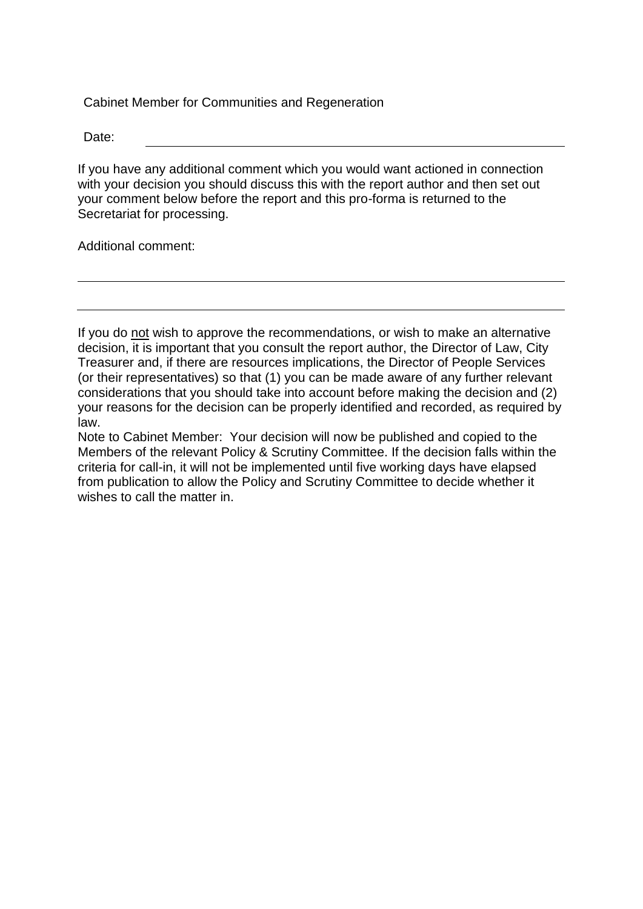Cabinet Member for Communities and Regeneration

Date: \_\_\_\_\_\_\_\_\_\_\_\_\_\_\_\_\_\_\_\_\_\_\_\_\_\_\_\_\_\_\_\_\_\_\_\_\_\_\_\_\_\_\_\_

If you have any additional comment which you would want actioned in connection with your decision you should discuss this with the report author and then set out your comment below before the report and this pro-forma is returned to the Secretariat for processing.

Additional comment:

\_\_\_\_\_\_\_\_\_\_\_\_\_\_\_\_\_\_\_\_\_\_\_\_\_\_\_\_\_\_\_\_\_\_\_\_\_\_\_\_\_\_\_\_\_\_\_\_\_\_\_\_\_\_\_\_

\_\_\_\_\_\_\_\_\_\_\_\_\_\_\_\_\_\_\_\_\_\_\_\_\_\_\_\_\_\_\_\_\_\_\_\_\_\_\_\_\_\_\_\_\_\_\_\_\_\_\_\_\_\_\_\_

If you do <u>not</u> wish to approve the recommendations, or wish to make an alternative decision, it is important that you consult the report author, the Director of Law, City Treasurer and, if there are resources implications, the Director of People Services (or their representatives) so that (1) you can be made aware of any further relevant considerations that you should take into account before making the decision and (2) your reasons for the decision can be properly identified and recorded, as required by law.

Note to Cabinet Member: Your decision will now be published and copied to the Members of the relevant Policy & Scrutiny Committee. If the decision falls within the criteria for call-in, it will not be implemented until five working days have elapsed from publication to allow the Policy and Scrutiny Committee to decide whether it wishes to call the matter in.